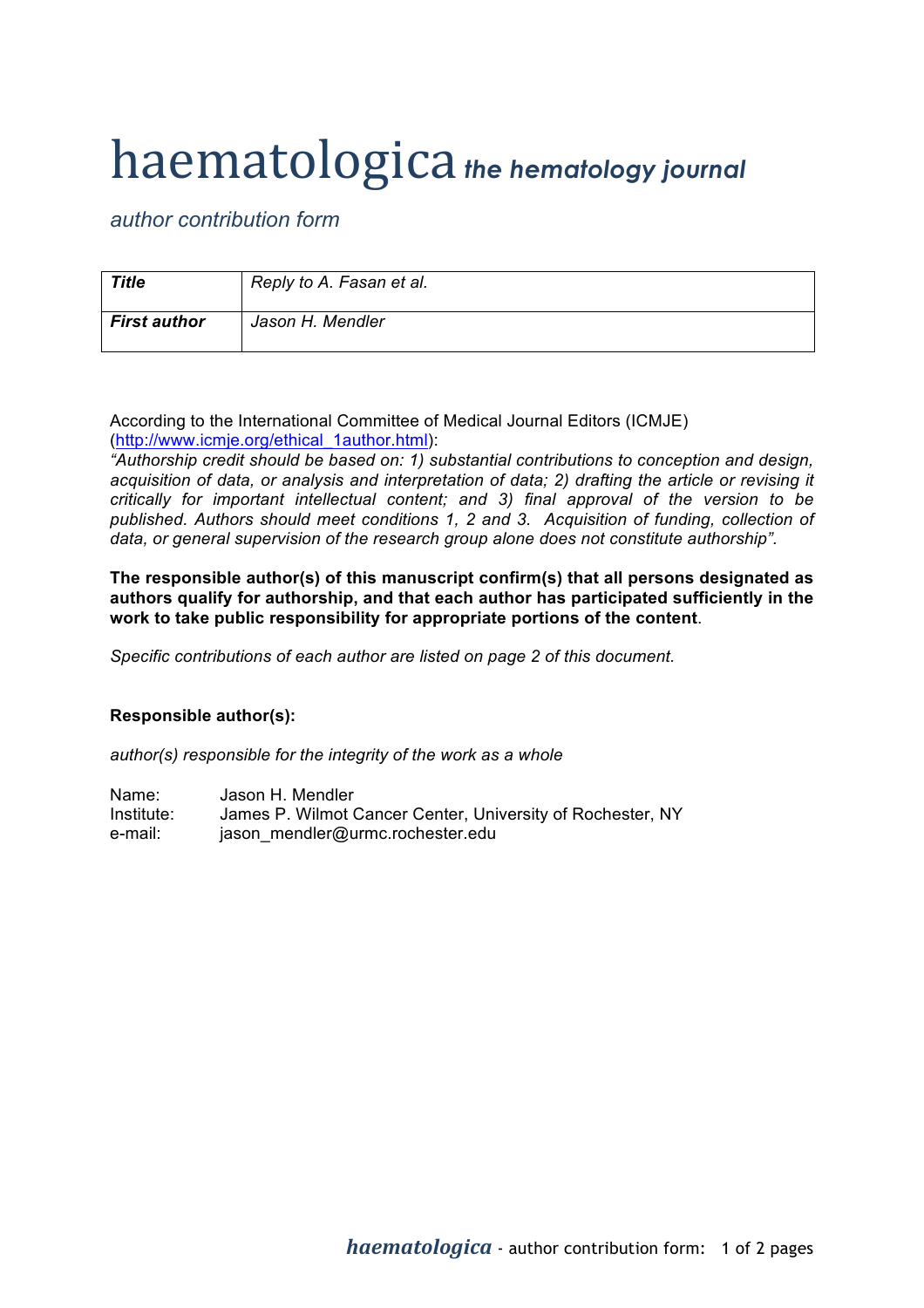# haematologica *the hematology journal*

*author contribution form*

| ***Title*** | *Reply to A. Fasan et al.* |
|---|---|
| ***First author*** | *Jason H. Mendler* |

According to the International Committee of Medical Journal Editors (ICMJE) (http://www.icmje.org/ethical_1author.html):
*"Authorship credit should be based on: 1) substantial contributions to conception and design, acquisition of data, or analysis and interpretation of data; 2) drafting the article or revising it critically for important intellectual content; and 3) final approval of the version to be published. Authors should meet conditions 1, 2 and 3. Acquisition of funding, collection of data, or general supervision of the research group alone does not constitute authorship".*

**The responsible author(s) of this manuscript confirm(s) that all persons designated as authors qualify for authorship, and that each author has participated sufficiently in the work to take public responsibility for appropriate portions of the content**.

*Specific contributions of each author are listed on page 2 of this document.*

**Responsible author(s):**

*author(s) responsible for the integrity of the work as a whole*

Name: Jason H. Mendler
Institute: James P. Wilmot Cancer Center, University of Rochester, NY
e-mail: jason_mendler@urmc.rochester.edu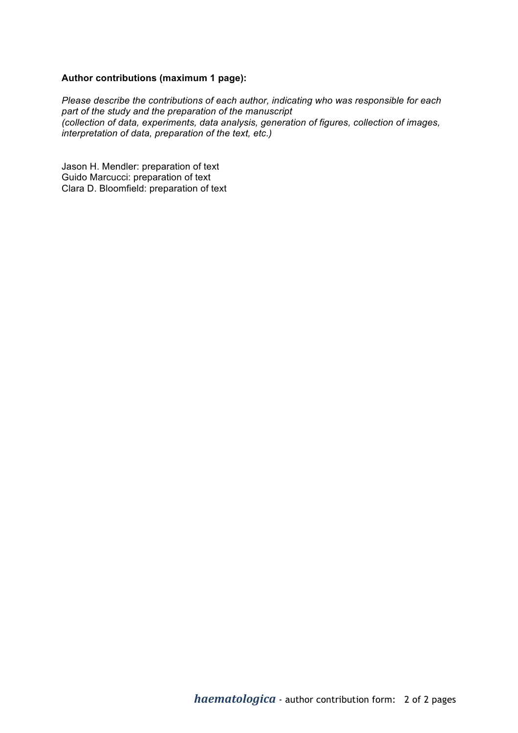**Author contributions (maximum 1 page):**

*Please describe the contributions of each author, indicating who was responsible for each part of the study and the preparation of the manuscript (collection of data, experiments, data analysis, generation of figures, collection of images, interpretation of data, preparation of the text, etc.)*

Jason H. Mendler: preparation of text
Guido Marcucci: preparation of text
Clara D. Bloomfield: preparation of text